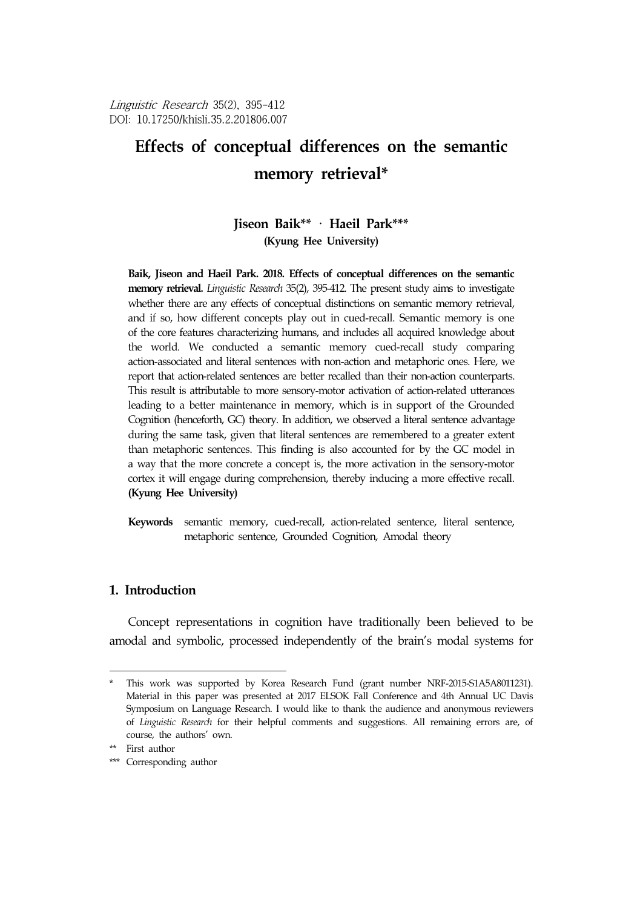Linguistic Research 35(2), 395-412
DOI: 10.17250/khisli.35.2.201806.007

# Effects of conceptual differences on the semantic memory retrieval*

**Jiseon Baik** · Haeil Park*****

**(Kyung Hee University)**

**Baik, Jiseon and Haeil Park. 2018. Effects of conceptual differences on the semantic memory retrieval.** *Linguistic Research* 35(2), 395-412. The present study aims to investigate whether there are any effects of conceptual distinctions on semantic memory retrieval, and if so, how different concepts play out in cued-recall. Semantic memory is one of the core features characterizing humans, and includes all acquired knowledge about the world. We conducted a semantic memory cued-recall study comparing action-associated and literal sentences with non-action and metaphoric ones. Here, we report that action-related sentences are better recalled than their non-action counterparts. This result is attributable to more sensory-motor activation of action-related utterances leading to a better maintenance in memory, which is in support of the Grounded Cognition (henceforth, GC) theory. In addition, we observed a literal sentence advantage during the same task, given that literal sentences are remembered to a greater extent than metaphoric sentences. This finding is also accounted for by the GC model in a way that the more concrete a concept is, the more activation in the sensory-motor cortex it will engage during comprehension, thereby inducing a more effective recall. **(Kyung Hee University)**

**Keywords** semantic memory, cued-recall, action-related sentence, literal sentence, metaphoric sentence, Grounded Cognition, Amodal theory

## 1. Introduction

Concept representations in cognition have traditionally been believed to be amodal and symbolic, processed independently of the brain's modal systems for

---

\* This work was supported by Korea Research Fund (grant number NRF-2015-S1A5A8011231). Material in this paper was presented at 2017 ELSOK Fall Conference and 4th Annual UC Davis Symposium on Language Research. I would like to thank the audience and anonymous reviewers of *Linguistic Research* for their helpful comments and suggestions. All remaining errors are, of course, the authors' own.

\*\* First author

\*\*\* Corresponding author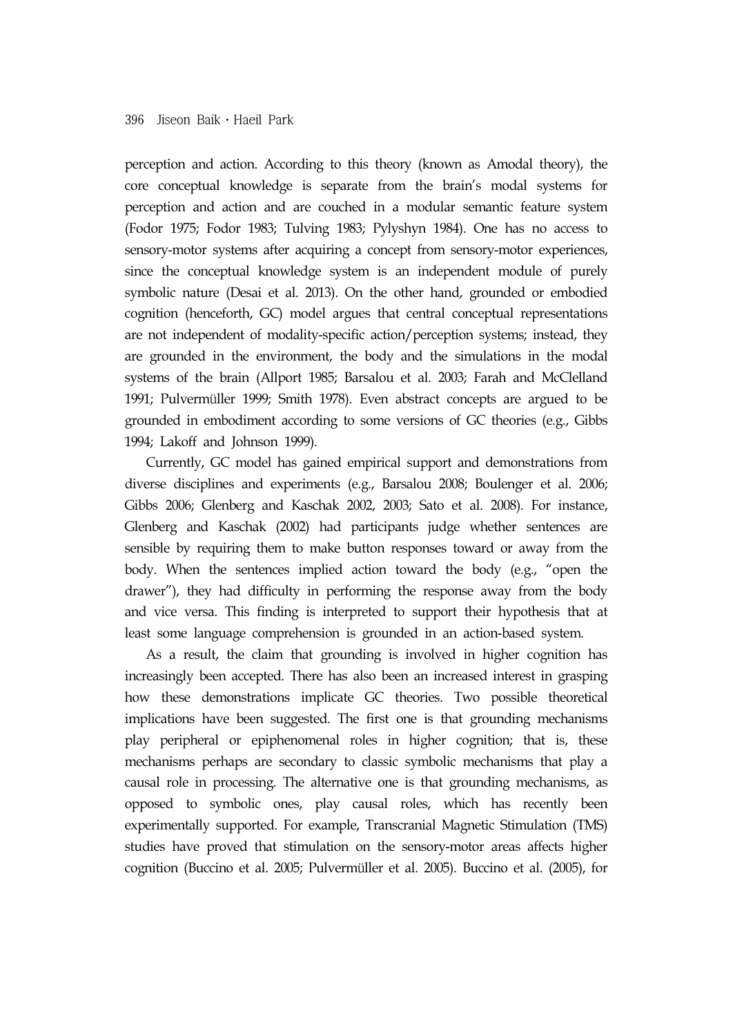perception and action. According to this theory (known as Amodal theory), the core conceptual knowledge is separate from the brain's modal systems for perception and action and are couched in a modular semantic feature system (Fodor 1975; Fodor 1983; Tulving 1983; Pylyshyn 1984). One has no access to sensory-motor systems after acquiring a concept from sensory-motor experiences, since the conceptual knowledge system is an independent module of purely symbolic nature (Desai et al. 2013). On the other hand, grounded or embodied cognition (henceforth, GC) model argues that central conceptual representations are not independent of modality-specific action/perception systems; instead, they are grounded in the environment, the body and the simulations in the modal systems of the brain (Allport 1985; Barsalou et al. 2003; Farah and McClelland 1991; Pulvermüller 1999; Smith 1978). Even abstract concepts are argued to be grounded in embodiment according to some versions of GC theories (e.g., Gibbs 1994; Lakoff and Johnson 1999).

Currently, GC model has gained empirical support and demonstrations from diverse disciplines and experiments (e.g., Barsalou 2008; Boulenger et al. 2006; Gibbs 2006; Glenberg and Kaschak 2002, 2003; Sato et al. 2008). For instance, Glenberg and Kaschak (2002) had participants judge whether sentences are sensible by requiring them to make button responses toward or away from the body. When the sentences implied action toward the body (e.g., "open the drawer"), they had difficulty in performing the response away from the body and vice versa. This finding is interpreted to support their hypothesis that at least some language comprehension is grounded in an action-based system.

As a result, the claim that grounding is involved in higher cognition has increasingly been accepted. There has also been an increased interest in grasping how these demonstrations implicate GC theories. Two possible theoretical implications have been suggested. The first one is that grounding mechanisms play peripheral or epiphenomenal roles in higher cognition; that is, these mechanisms perhaps are secondary to classic symbolic mechanisms that play a causal role in processing. The alternative one is that grounding mechanisms, as opposed to symbolic ones, play causal roles, which has recently been experimentally supported. For example, Transcranial Magnetic Stimulation (TMS) studies have proved that stimulation on the sensory-motor areas affects higher cognition (Buccino et al. 2005; Pulvermüller et al. 2005). Buccino et al. (2005), for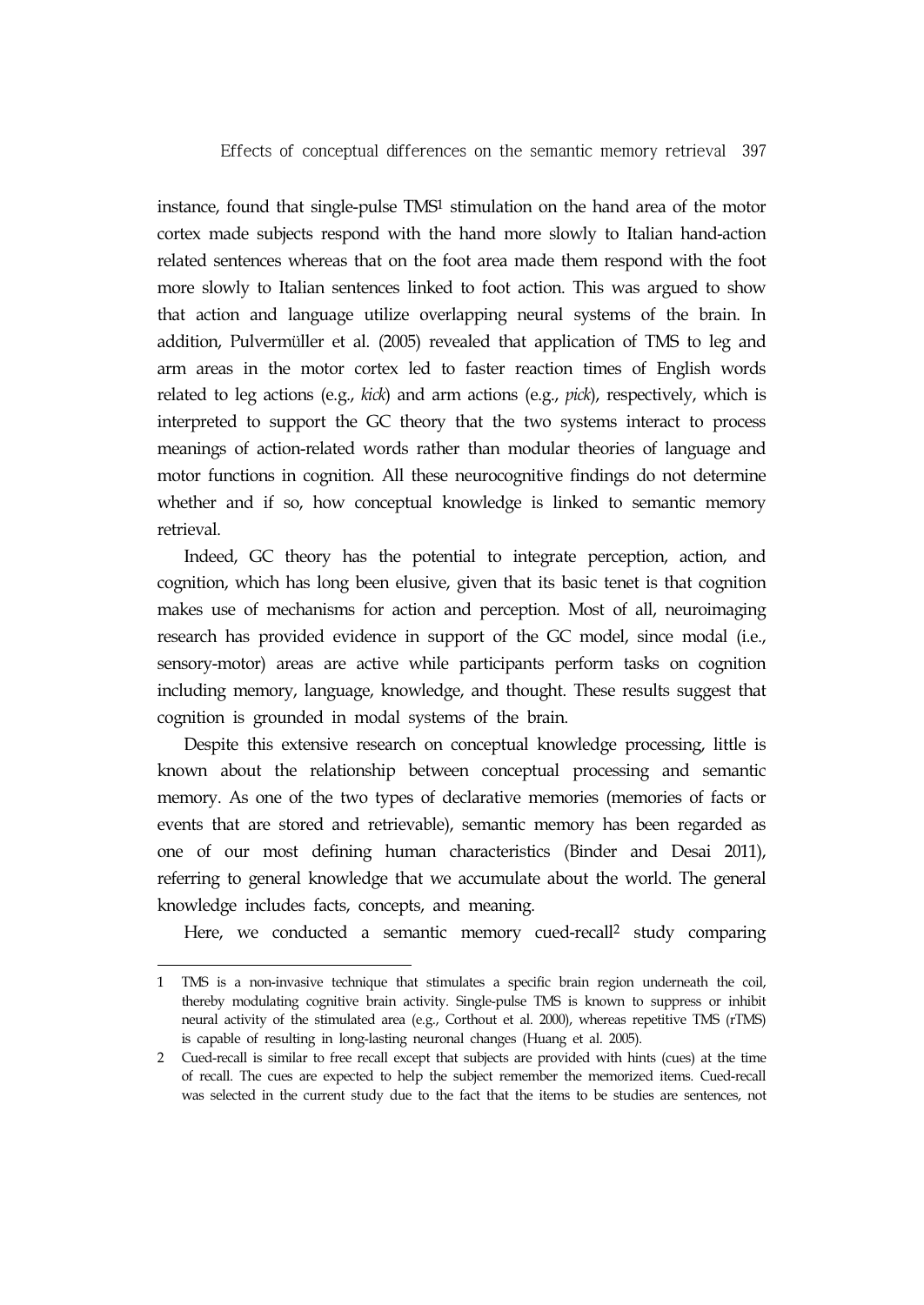instance, found that single-pulse TMS[1] stimulation on the hand area of the motor cortex made subjects respond with the hand more slowly to Italian hand-action related sentences whereas that on the foot area made them respond with the foot more slowly to Italian sentences linked to foot action. This was argued to show that action and language utilize overlapping neural systems of the brain. In addition, Pulvermüller et al. (2005) revealed that application of TMS to leg and arm areas in the motor cortex led to faster reaction times of English words related to leg actions (e.g., *kick*) and arm actions (e.g., *pick*), respectively, which is interpreted to support the GC theory that the two systems interact to process meanings of action-related words rather than modular theories of language and motor functions in cognition. All these neurocognitive findings do not determine whether and if so, how conceptual knowledge is linked to semantic memory retrieval.

Indeed, GC theory has the potential to integrate perception, action, and cognition, which has long been elusive, given that its basic tenet is that cognition makes use of mechanisms for action and perception. Most of all, neuroimaging research has provided evidence in support of the GC model, since modal (i.e., sensory-motor) areas are active while participants perform tasks on cognition including memory, language, knowledge, and thought. These results suggest that cognition is grounded in modal systems of the brain.

Despite this extensive research on conceptual knowledge processing, little is known about the relationship between conceptual processing and semantic memory. As one of the two types of declarative memories (memories of facts or events that are stored and retrievable), semantic memory has been regarded as one of our most defining human characteristics (Binder and Desai 2011), referring to general knowledge that we accumulate about the world. The general knowledge includes facts, concepts, and meaning.

Here, we conducted a semantic memory cued-recall[2] study comparing

---

1 TMS is a non-invasive technique that stimulates a specific brain region underneath the coil, thereby modulating cognitive brain activity. Single-pulse TMS is known to suppress or inhibit neural activity of the stimulated area (e.g., Corthout et al. 2000), whereas repetitive TMS (rTMS) is capable of resulting in long-lasting neuronal changes (Huang et al. 2005).

2 Cued-recall is similar to free recall except that subjects are provided with hints (cues) at the time of recall. The cues are expected to help the subject remember the memorized items. Cued-recall was selected in the current study due to the fact that the items to be studies are sentences, not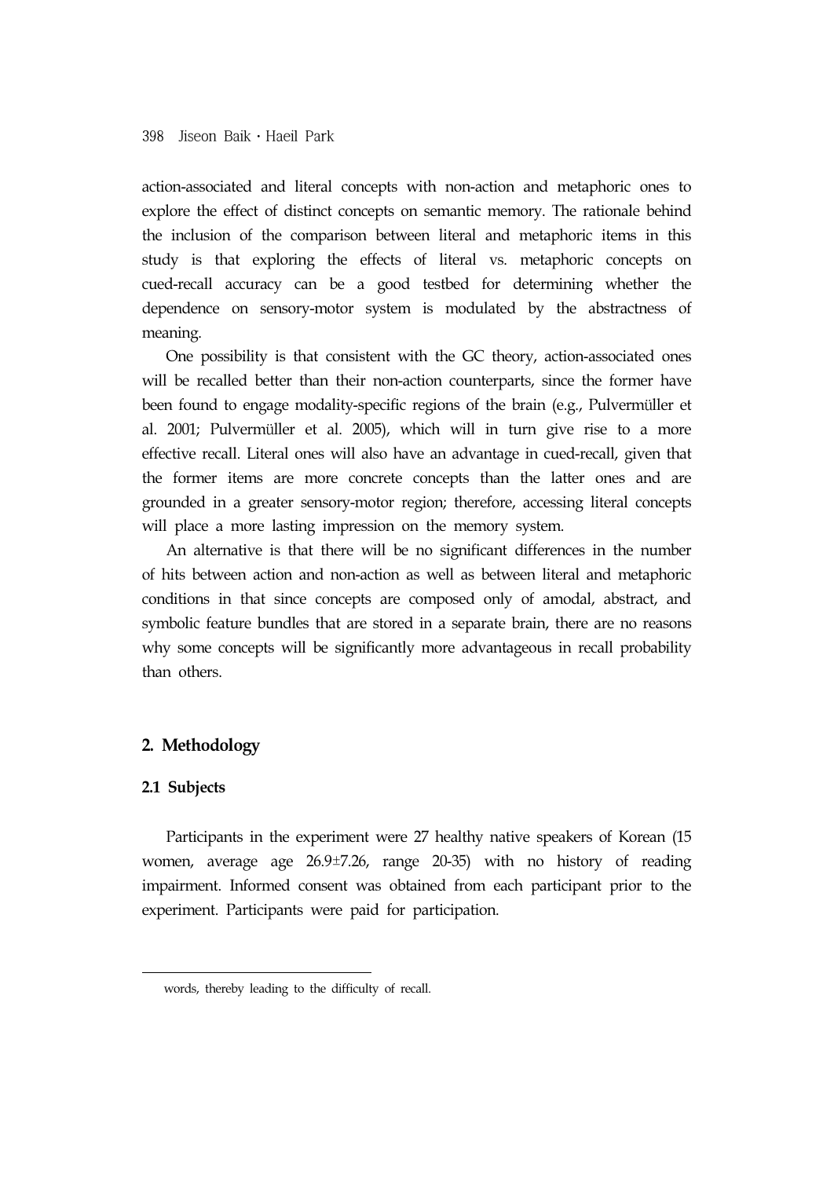action-associated and literal concepts with non-action and metaphoric ones to explore the effect of distinct concepts on semantic memory. The rationale behind the inclusion of the comparison between literal and metaphoric items in this study is that exploring the effects of literal vs. metaphoric concepts on cued-recall accuracy can be a good testbed for determining whether the dependence on sensory-motor system is modulated by the abstractness of meaning.

One possibility is that consistent with the GC theory, action-associated ones will be recalled better than their non-action counterparts, since the former have been found to engage modality-specific regions of the brain (e.g., Pulvermüller et al. 2001; Pulvermüller et al. 2005), which will in turn give rise to a more effective recall. Literal ones will also have an advantage in cued-recall, given that the former items are more concrete concepts than the latter ones and are grounded in a greater sensory-motor region; therefore, accessing literal concepts will place a more lasting impression on the memory system.

An alternative is that there will be no significant differences in the number of hits between action and non-action as well as between literal and metaphoric conditions in that since concepts are composed only of amodal, abstract, and symbolic feature bundles that are stored in a separate brain, there are no reasons why some concepts will be significantly more advantageous in recall probability than others.

## 2. Methodology

### 2.1 Subjects

Participants in the experiment were 27 healthy native speakers of Korean (15 women, average age 26.9±7.26, range 20-35) with no history of reading impairment. Informed consent was obtained from each participant prior to the experiment. Participants were paid for participation.

---

words, thereby leading to the difficulty of recall.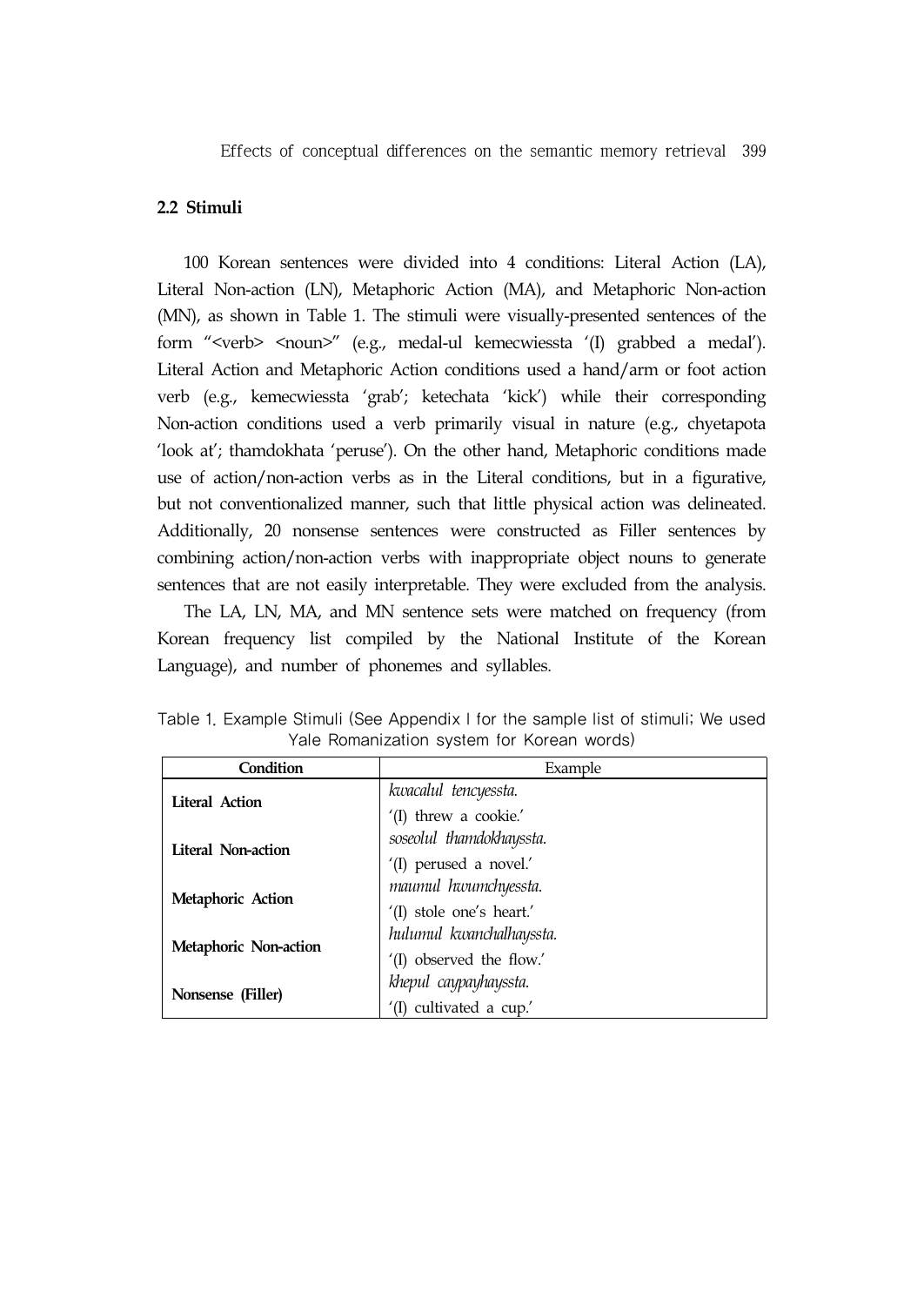### 2.2 Stimuli

100 Korean sentences were divided into 4 conditions: Literal Action (LA), Literal Non-action (LN), Metaphoric Action (MA), and Metaphoric Non-action (MN), as shown in Table 1. The stimuli were visually-presented sentences of the form "<verb> <noun>" (e.g., medal-ul kemecwiessta '(I) grabbed a medal'). Literal Action and Metaphoric Action conditions used a hand/arm or foot action verb (e.g., kemecwiessta 'grab'; ketechata 'kick') while their corresponding Non-action conditions used a verb primarily visual in nature (e.g., chyetapota 'look at'; thamdokhata 'peruse'). On the other hand, Metaphoric conditions made use of action/non-action verbs as in the Literal conditions, but in a figurative, but not conventionalized manner, such that little physical action was delineated. Additionally, 20 nonsense sentences were constructed as Filler sentences by combining action/non-action verbs with inappropriate object nouns to generate sentences that are not easily interpretable. They were excluded from the analysis.

The LA, LN, MA, and MN sentence sets were matched on frequency (from Korean frequency list compiled by the National Institute of the Korean Language), and number of phonemes and syllables.

Table 1. Example Stimuli (See Appendix I for the sample list of stimuli; We used Yale Romanization system for Korean words)

| Condition | Example |
|---|---|
| **Literal Action** | *kwacalul tencyessta.*<br>'(I) threw a cookie.' |
| **Literal Non-action** | *soseolul thamdokhayssta.*<br>'(I) perused a novel.' |
| **Metaphoric Action** | *maumul hwumchyessta.*<br>'(I) stole one's heart.' |
| **Metaphoric Non-action** | *hulumul kwanchalhayssta.*<br>'(I) observed the flow.' |
| **Nonsense (Filler)** | *khepul caypayhayssta.*<br>'(I) cultivated a cup.' |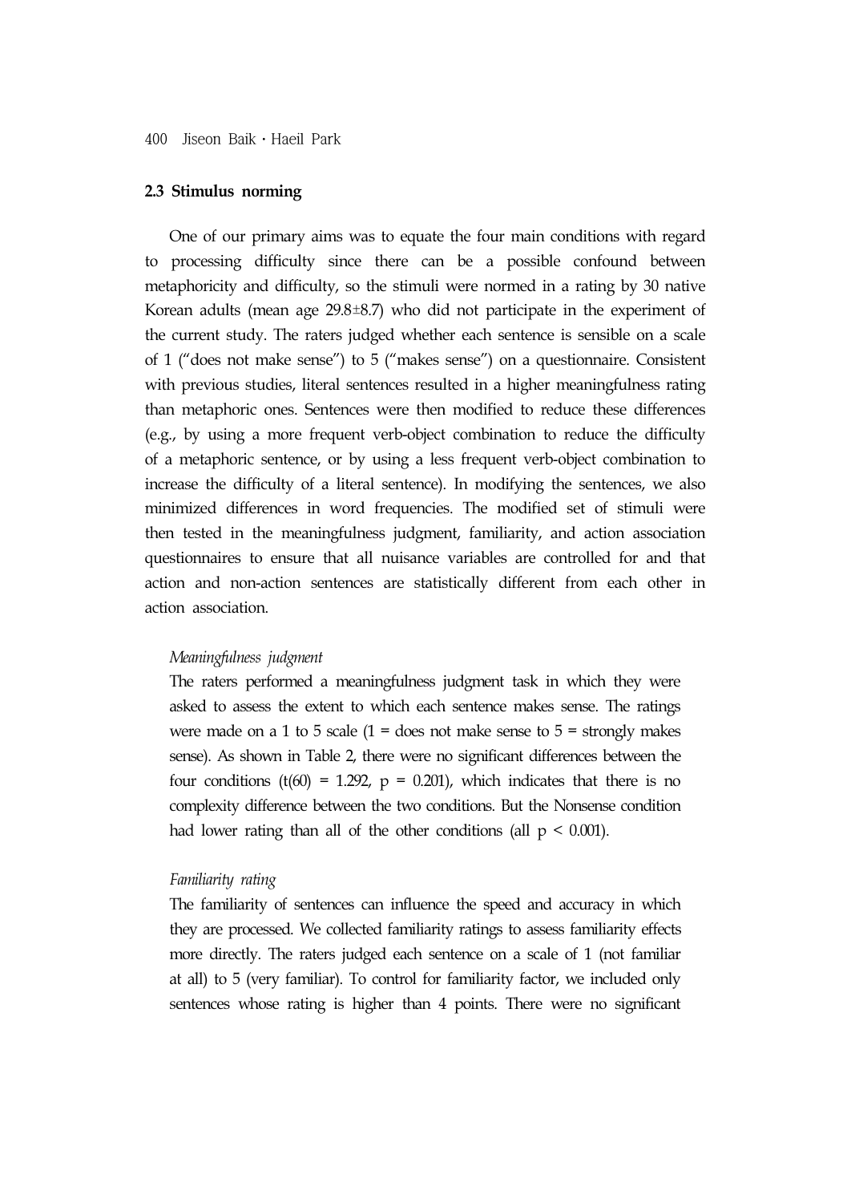### 2.3 Stimulus norming

One of our primary aims was to equate the four main conditions with regard to processing difficulty since there can be a possible confound between metaphoricity and difficulty, so the stimuli were normed in a rating by 30 native Korean adults (mean age 29.8±8.7) who did not participate in the experiment of the current study. The raters judged whether each sentence is sensible on a scale of 1 ("does not make sense") to 5 ("makes sense") on a questionnaire. Consistent with previous studies, literal sentences resulted in a higher meaningfulness rating than metaphoric ones. Sentences were then modified to reduce these differences (e.g., by using a more frequent verb-object combination to reduce the difficulty of a metaphoric sentence, or by using a less frequent verb-object combination to increase the difficulty of a literal sentence). In modifying the sentences, we also minimized differences in word frequencies. The modified set of stimuli were then tested in the meaningfulness judgment, familiarity, and action association questionnaires to ensure that all nuisance variables are controlled for and that action and non-action sentences are statistically different from each other in action association.

*Meaningfulness judgment*

The raters performed a meaningfulness judgment task in which they were asked to assess the extent to which each sentence makes sense. The ratings were made on a 1 to 5 scale (1 = does not make sense to 5 = strongly makes sense). As shown in Table 2, there were no significant differences between the four conditions ($t(60) = 1.292$, $p = 0.201$), which indicates that there is no complexity difference between the two conditions. But the Nonsense condition had lower rating than all of the other conditions (all $p < 0.001$).

*Familiarity rating*

The familiarity of sentences can influence the speed and accuracy in which they are processed. We collected familiarity ratings to assess familiarity effects more directly. The raters judged each sentence on a scale of 1 (not familiar at all) to 5 (very familiar). To control for familiarity factor, we included only sentences whose rating is higher than 4 points. There were no significant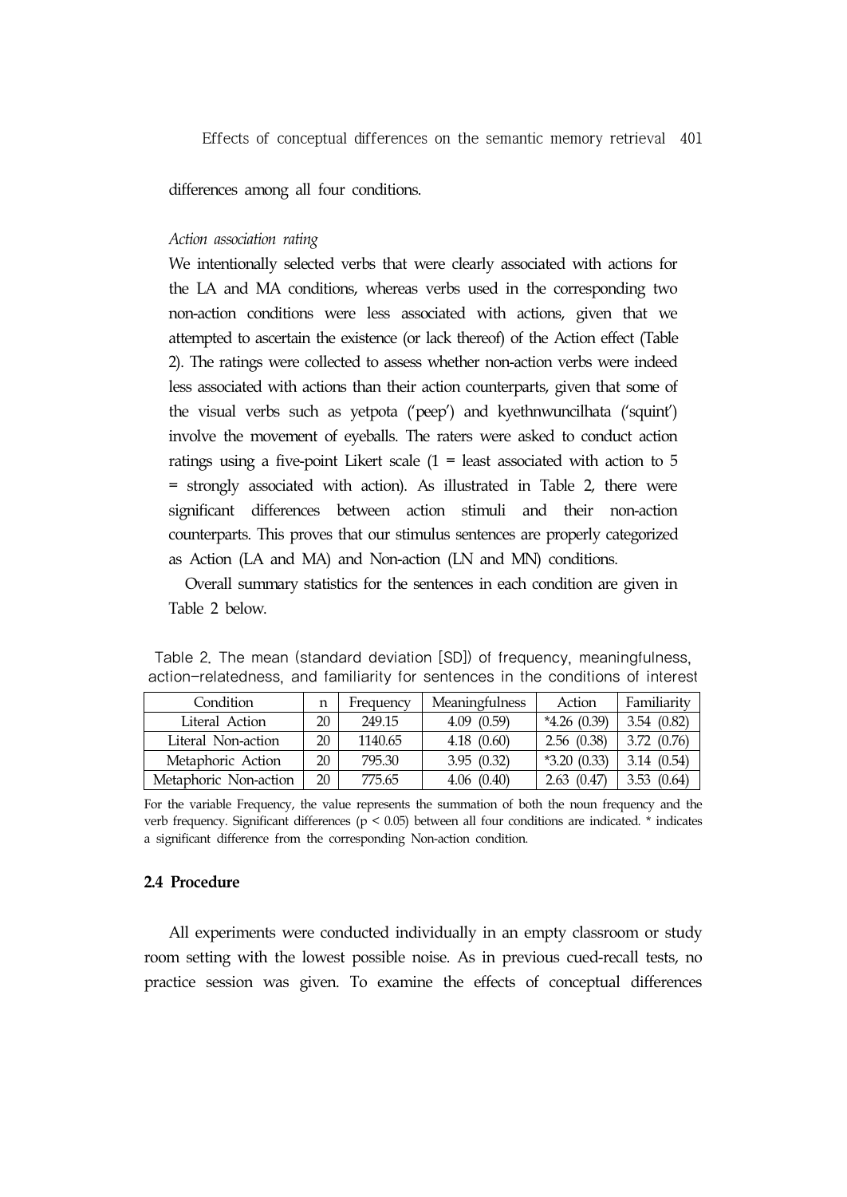differences among all four conditions.

*Action association rating*

We intentionally selected verbs that were clearly associated with actions for the LA and MA conditions, whereas verbs used in the corresponding two non-action conditions were less associated with actions, given that we attempted to ascertain the existence (or lack thereof) of the Action effect (Table 2). The ratings were collected to assess whether non-action verbs were indeed less associated with actions than their action counterparts, given that some of the visual verbs such as yetpota ('peep') and kyethnwuncilhata ('squint') involve the movement of eyeballs. The raters were asked to conduct action ratings using a five-point Likert scale (1 = least associated with action to 5 = strongly associated with action). As illustrated in Table 2, there were significant differences between action stimuli and their non-action counterparts. This proves that our stimulus sentences are properly categorized as Action (LA and MA) and Non-action (LN and MN) conditions.

Overall summary statistics for the sentences in each condition are given in Table 2 below.

Table 2. The mean (standard deviation [SD]) of frequency, meaningfulness, action-relatedness, and familiarity for sentences in the conditions of interest

| Condition | n | Frequency | Meaningfulness | Action | Familiarity |
|---|---|---|---|---|---|
| Literal Action | 20 | 249.15 | 4.09 (0.59) | *4.26 (0.39) | 3.54 (0.82) |
| Literal Non-action | 20 | 1140.65 | 4.18 (0.60) | 2.56 (0.38) | 3.72 (0.76) |
| Metaphoric Action | 20 | 795.30 | 3.95 (0.32) | *3.20 (0.33) | 3.14 (0.54) |
| Metaphoric Non-action | 20 | 775.65 | 4.06 (0.40) | 2.63 (0.47) | 3.53 (0.64) |

For the variable Frequency, the value represents the summation of both the noun frequency and the verb frequency. Significant differences ($p < 0.05$) between all four conditions are indicated. * indicates a significant difference from the corresponding Non-action condition.

### 2.4 Procedure

All experiments were conducted individually in an empty classroom or study room setting with the lowest possible noise. As in previous cued-recall tests, no practice session was given. To examine the effects of conceptual differences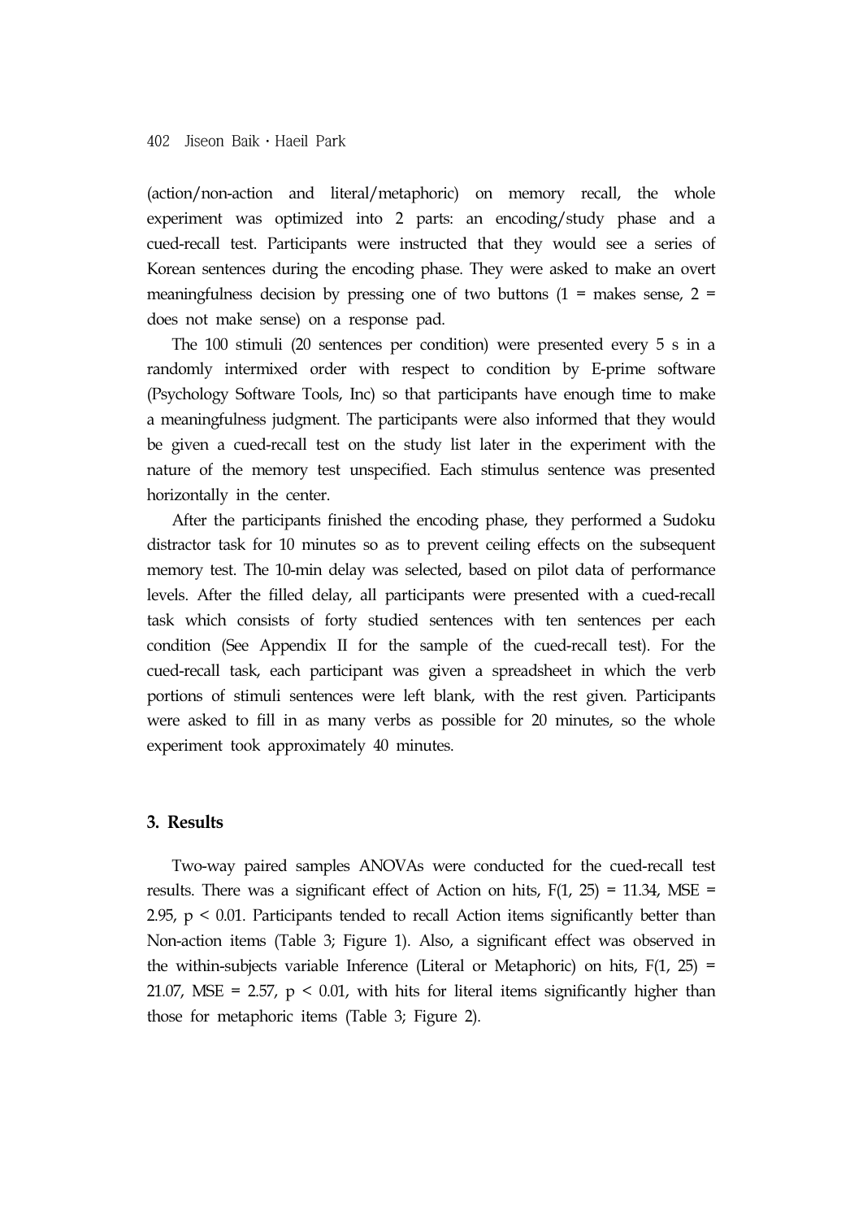(action/non-action and literal/metaphoric) on memory recall, the whole experiment was optimized into 2 parts: an encoding/study phase and a cued-recall test. Participants were instructed that they would see a series of Korean sentences during the encoding phase. They were asked to make an overt meaningfulness decision by pressing one of two buttons (1 = makes sense, 2 = does not make sense) on a response pad.

The 100 stimuli (20 sentences per condition) were presented every 5 s in a randomly intermixed order with respect to condition by E-prime software (Psychology Software Tools, Inc) so that participants have enough time to make a meaningfulness judgment. The participants were also informed that they would be given a cued-recall test on the study list later in the experiment with the nature of the memory test unspecified. Each stimulus sentence was presented horizontally in the center.

After the participants finished the encoding phase, they performed a Sudoku distractor task for 10 minutes so as to prevent ceiling effects on the subsequent memory test. The 10-min delay was selected, based on pilot data of performance levels. After the filled delay, all participants were presented with a cued-recall task which consists of forty studied sentences with ten sentences per each condition (See Appendix II for the sample of the cued-recall test). For the cued-recall task, each participant was given a spreadsheet in which the verb portions of stimuli sentences were left blank, with the rest given. Participants were asked to fill in as many verbs as possible for 20 minutes, so the whole experiment took approximately 40 minutes.

## 3. Results

Two-way paired samples ANOVAs were conducted for the cued-recall test results. There was a significant effect of Action on hits, $F(1, 25) = 11.34$, $MSE = 2.95$, $p < 0.01$. Participants tended to recall Action items significantly better than Non-action items (Table 3; Figure 1). Also, a significant effect was observed in the within-subjects variable Inference (Literal or Metaphoric) on hits, $F(1, 25) = 21.07$, $MSE = 2.57$, $p < 0.01$, with hits for literal items significantly higher than those for metaphoric items (Table 3; Figure 2).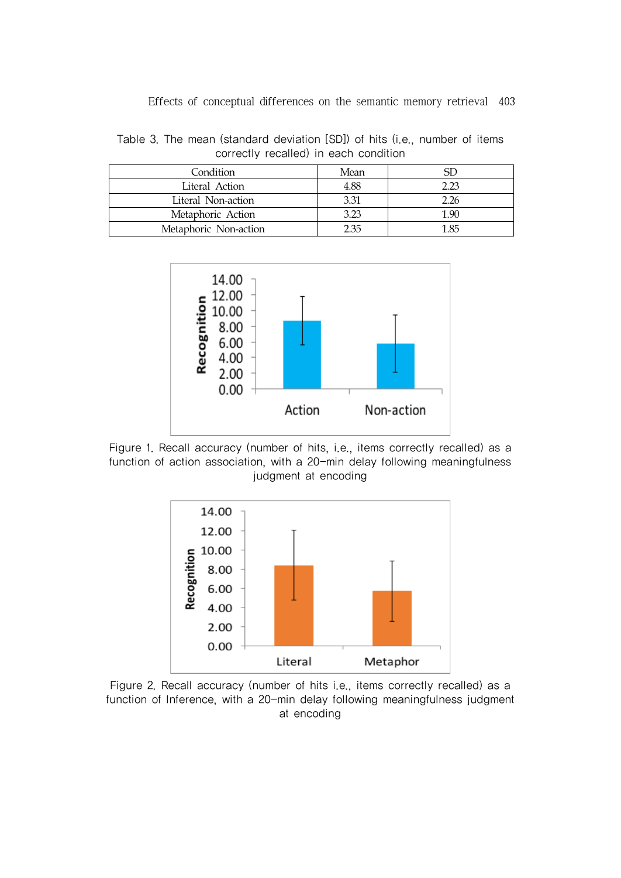Table 3. The mean (standard deviation [SD]) of hits (i.e., number of items correctly recalled) in each condition

| Condition | Mean | SD |
|---|---|---|
| Literal Action | 4.88 | 2.23 |
| Literal Non-action | 3.31 | 2.26 |
| Metaphoric Action | 3.23 | 1.90 |
| Metaphoric Non-action | 2.35 | 1.85 |

Figure 1. Recall accuracy (number of hits, i.e., items correctly recalled) as a function of action association, with a 20-min delay following meaningfulness judgment at encoding

Figure 2. Recall accuracy (number of hits i.e., items correctly recalled) as a function of Inference, with a 20-min delay following meaningfulness judgment at encoding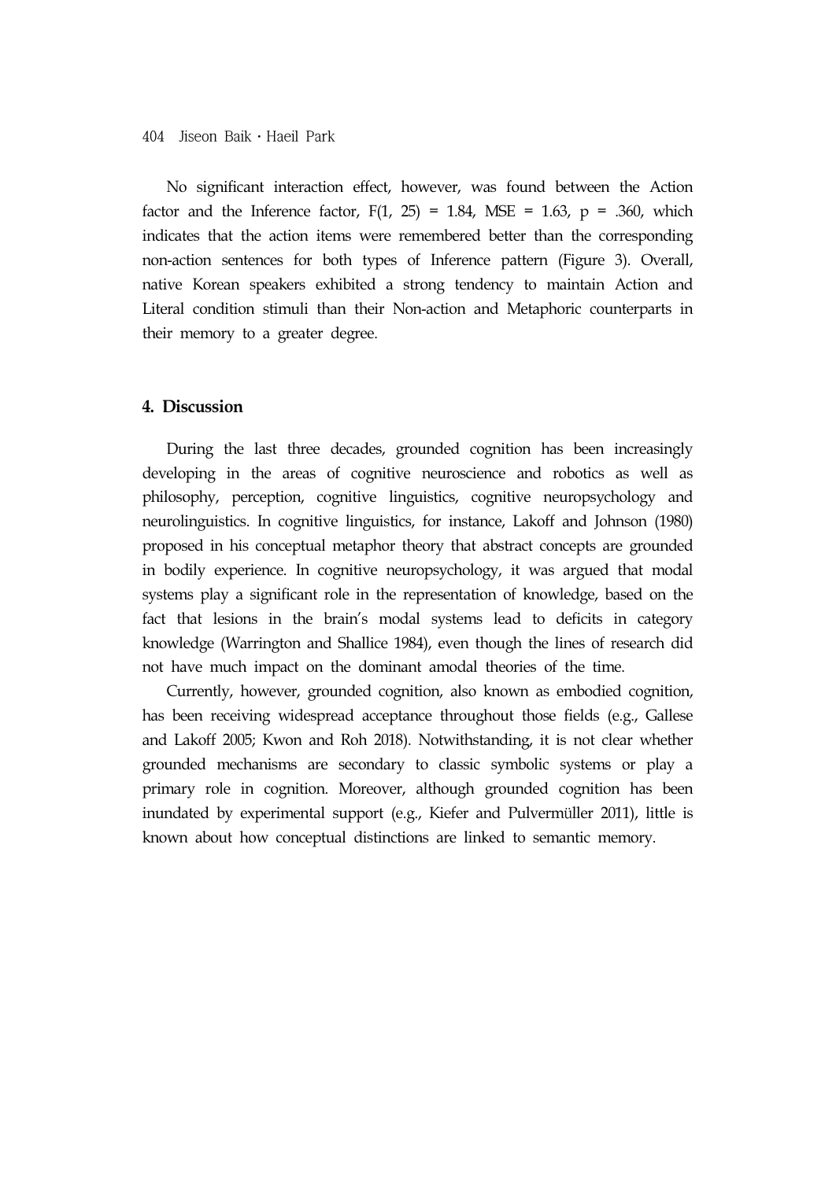No significant interaction effect, however, was found between the Action factor and the Inference factor, $F(1, 25) = 1.84$, $MSE = 1.63$, $p = .360$, which indicates that the action items were remembered better than the corresponding non-action sentences for both types of Inference pattern (Figure 3). Overall, native Korean speakers exhibited a strong tendency to maintain Action and Literal condition stimuli than their Non-action and Metaphoric counterparts in their memory to a greater degree.

## 4. Discussion

During the last three decades, grounded cognition has been increasingly developing in the areas of cognitive neuroscience and robotics as well as philosophy, perception, cognitive linguistics, cognitive neuropsychology and neurolinguistics. In cognitive linguistics, for instance, Lakoff and Johnson (1980) proposed in his conceptual metaphor theory that abstract concepts are grounded in bodily experience. In cognitive neuropsychology, it was argued that modal systems play a significant role in the representation of knowledge, based on the fact that lesions in the brain's modal systems lead to deficits in category knowledge (Warrington and Shallice 1984), even though the lines of research did not have much impact on the dominant amodal theories of the time.

Currently, however, grounded cognition, also known as embodied cognition, has been receiving widespread acceptance throughout those fields (e.g., Gallese and Lakoff 2005; Kwon and Roh 2018). Notwithstanding, it is not clear whether grounded mechanisms are secondary to classic symbolic systems or play a primary role in cognition. Moreover, although grounded cognition has been inundated by experimental support (e.g., Kiefer and Pulvermüller 2011), little is known about how conceptual distinctions are linked to semantic memory.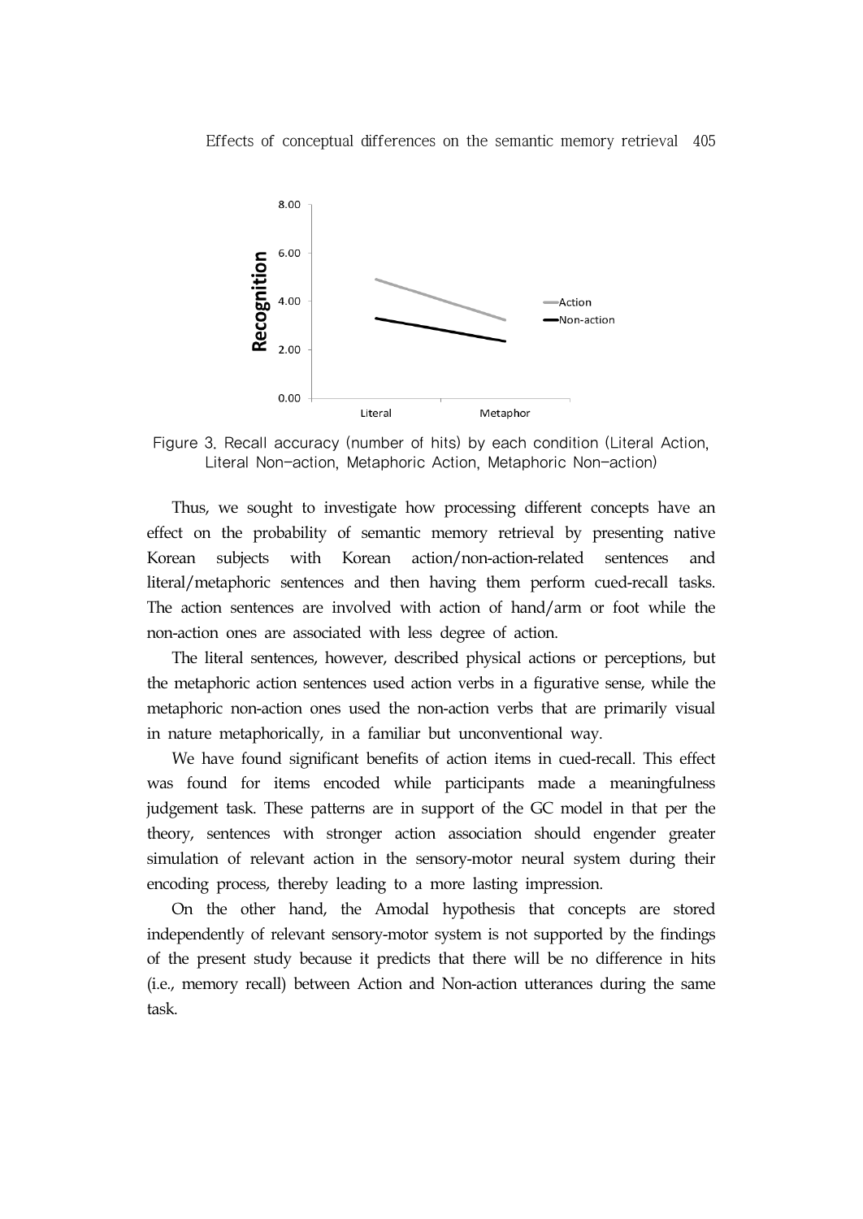Figure 3. Recall accuracy (number of hits) by each condition (Literal Action, Literal Non-action, Metaphoric Action, Metaphoric Non-action)

Thus, we sought to investigate how processing different concepts have an effect on the probability of semantic memory retrieval by presenting native Korean subjects with Korean action/non-action-related sentences and literal/metaphoric sentences and then having them perform cued-recall tasks. The action sentences are involved with action of hand/arm or foot while the non-action ones are associated with less degree of action.

The literal sentences, however, described physical actions or perceptions, but the metaphoric action sentences used action verbs in a figurative sense, while the metaphoric non-action ones used the non-action verbs that are primarily visual in nature metaphorically, in a familiar but unconventional way.

We have found significant benefits of action items in cued-recall. This effect was found for items encoded while participants made a meaningfulness judgement task. These patterns are in support of the GC model in that per the theory, sentences with stronger action association should engender greater simulation of relevant action in the sensory-motor neural system during their encoding process, thereby leading to a more lasting impression.

On the other hand, the Amodal hypothesis that concepts are stored independently of relevant sensory-motor system is not supported by the findings of the present study because it predicts that there will be no difference in hits (i.e., memory recall) between Action and Non-action utterances during the same task.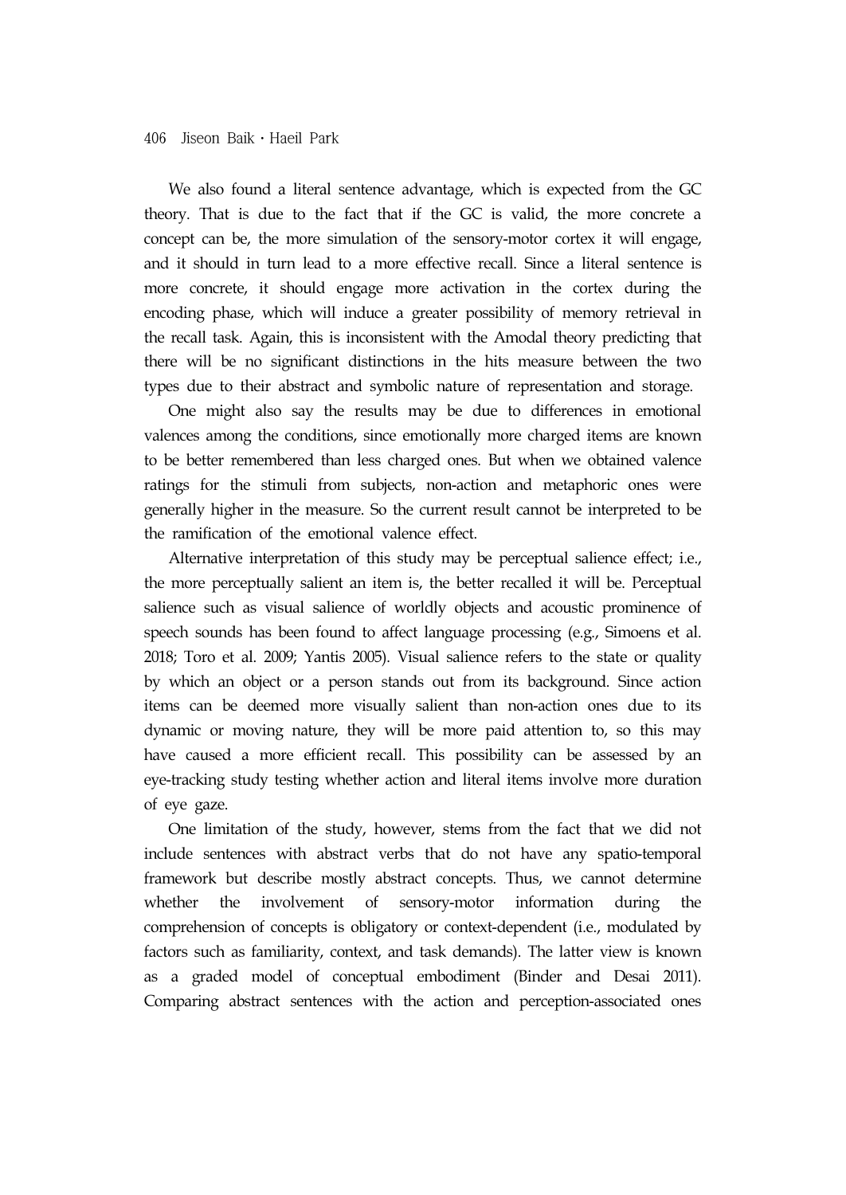We also found a literal sentence advantage, which is expected from the GC theory. That is due to the fact that if the GC is valid, the more concrete a concept can be, the more simulation of the sensory-motor cortex it will engage, and it should in turn lead to a more effective recall. Since a literal sentence is more concrete, it should engage more activation in the cortex during the encoding phase, which will induce a greater possibility of memory retrieval in the recall task. Again, this is inconsistent with the Amodal theory predicting that there will be no significant distinctions in the hits measure between the two types due to their abstract and symbolic nature of representation and storage.

One might also say the results may be due to differences in emotional valences among the conditions, since emotionally more charged items are known to be better remembered than less charged ones. But when we obtained valence ratings for the stimuli from subjects, non-action and metaphoric ones were generally higher in the measure. So the current result cannot be interpreted to be the ramification of the emotional valence effect.

Alternative interpretation of this study may be perceptual salience effect; i.e., the more perceptually salient an item is, the better recalled it will be. Perceptual salience such as visual salience of worldly objects and acoustic prominence of speech sounds has been found to affect language processing (e.g., Simoens et al. 2018; Toro et al. 2009; Yantis 2005). Visual salience refers to the state or quality by which an object or a person stands out from its background. Since action items can be deemed more visually salient than non-action ones due to its dynamic or moving nature, they will be more paid attention to, so this may have caused a more efficient recall. This possibility can be assessed by an eye-tracking study testing whether action and literal items involve more duration of eye gaze.

One limitation of the study, however, stems from the fact that we did not include sentences with abstract verbs that do not have any spatio-temporal framework but describe mostly abstract concepts. Thus, we cannot determine whether the involvement of sensory-motor information during the comprehension of concepts is obligatory or context-dependent (i.e., modulated by factors such as familiarity, context, and task demands). The latter view is known as a graded model of conceptual embodiment (Binder and Desai 2011). Comparing abstract sentences with the action and perception-associated ones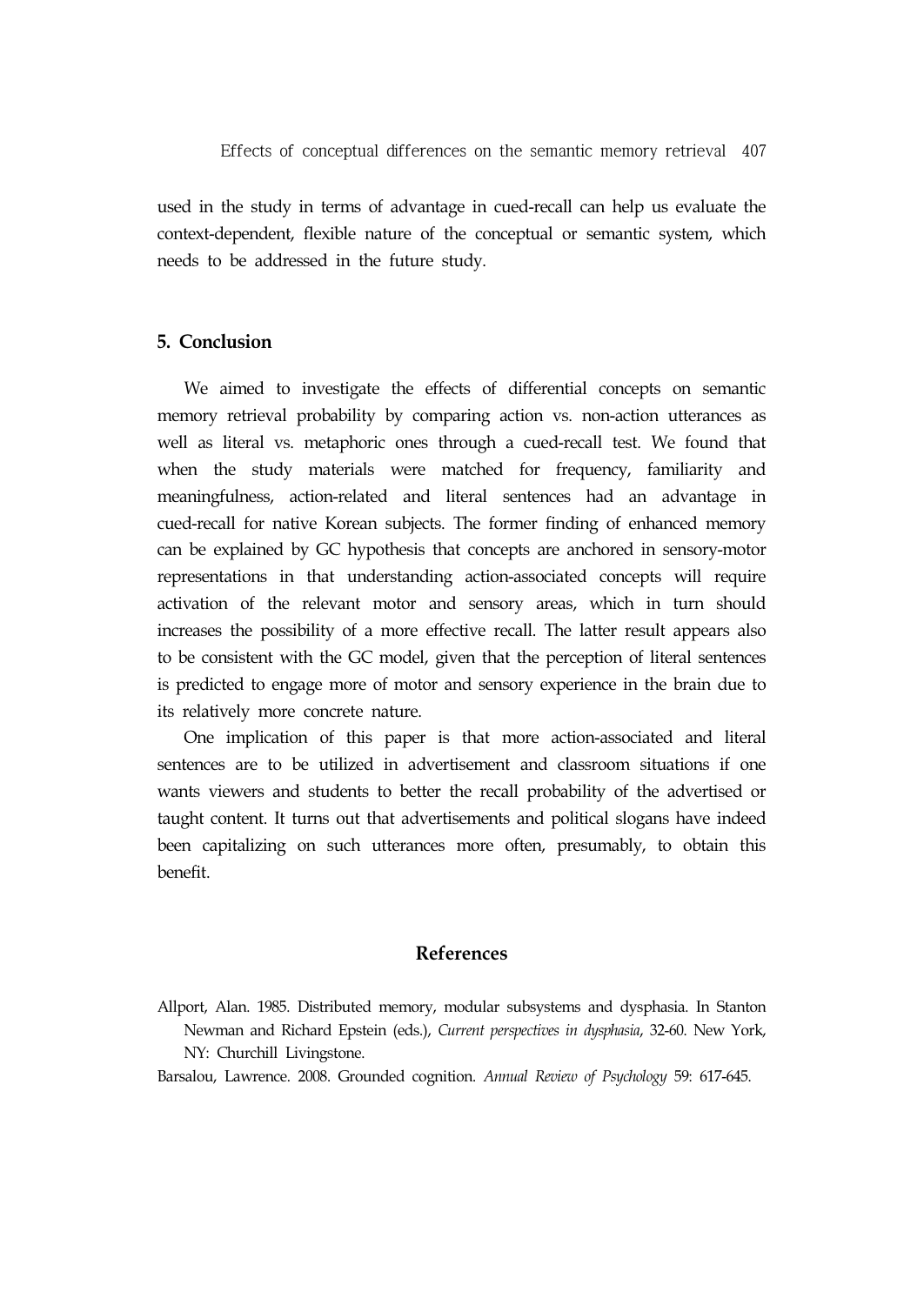used in the study in terms of advantage in cued-recall can help us evaluate the context-dependent, flexible nature of the conceptual or semantic system, which needs to be addressed in the future study.

## 5. Conclusion

We aimed to investigate the effects of differential concepts on semantic memory retrieval probability by comparing action vs. non-action utterances as well as literal vs. metaphoric ones through a cued-recall test. We found that when the study materials were matched for frequency, familiarity and meaningfulness, action-related and literal sentences had an advantage in cued-recall for native Korean subjects. The former finding of enhanced memory can be explained by GC hypothesis that concepts are anchored in sensory-motor representations in that understanding action-associated concepts will require activation of the relevant motor and sensory areas, which in turn should increases the possibility of a more effective recall. The latter result appears also to be consistent with the GC model, given that the perception of literal sentences is predicted to engage more of motor and sensory experience in the brain due to its relatively more concrete nature.

One implication of this paper is that more action-associated and literal sentences are to be utilized in advertisement and classroom situations if one wants viewers and students to better the recall probability of the advertised or taught content. It turns out that advertisements and political slogans have indeed been capitalizing on such utterances more often, presumably, to obtain this benefit.

## References

Allport, Alan. 1985. Distributed memory, modular subsystems and dysphasia. In Stanton Newman and Richard Epstein (eds.), *Current perspectives in dysphasia*, 32-60. New York, NY: Churchill Livingstone.

Barsalou, Lawrence. 2008. Grounded cognition. *Annual Review of Psychology* 59: 617-645.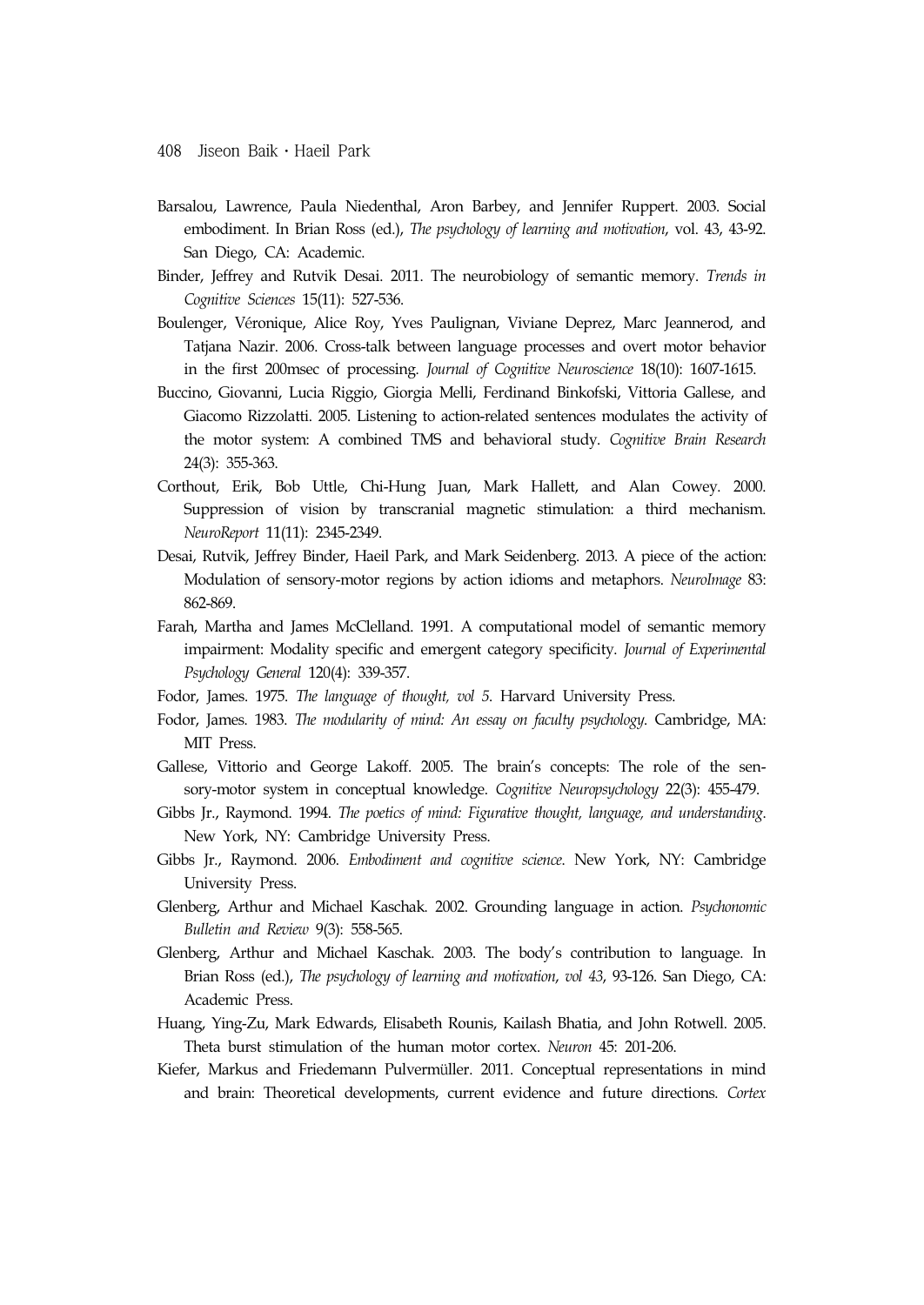Barsalou, Lawrence, Paula Niedenthal, Aron Barbey, and Jennifer Ruppert. 2003. Social embodiment. In Brian Ross (ed.), *The psychology of learning and motivation*, vol. 43, 43-92. San Diego, CA: Academic.

Binder, Jeffrey and Rutvik Desai. 2011. The neurobiology of semantic memory. *Trends in Cognitive Sciences* 15(11): 527-536.

Boulenger, Véronique, Alice Roy, Yves Paulignan, Viviane Deprez, Marc Jeannerod, and Tatjana Nazir. 2006. Cross-talk between language processes and overt motor behavior in the first 200msec of processing. *Journal of Cognitive Neuroscience* 18(10): 1607-1615.

Buccino, Giovanni, Lucia Riggio, Giorgia Melli, Ferdinand Binkofski, Vittoria Gallese, and Giacomo Rizzolatti. 2005. Listening to action-related sentences modulates the activity of the motor system: A combined TMS and behavioral study. *Cognitive Brain Research* 24(3): 355-363.

Corthout, Erik, Bob Uttle, Chi-Hung Juan, Mark Hallett, and Alan Cowey. 2000. Suppression of vision by transcranial magnetic stimulation: a third mechanism. *NeuroReport* 11(11): 2345-2349.

Desai, Rutvik, Jeffrey Binder, Haeil Park, and Mark Seidenberg. 2013. A piece of the action: Modulation of sensory-motor regions by action idioms and metaphors. *NeuroImage* 83: 862-869.

Farah, Martha and James McClelland. 1991. A computational model of semantic memory impairment: Modality specific and emergent category specificity. *Journal of Experimental Psychology General* 120(4): 339-357.

Fodor, James. 1975. *The language of thought, vol 5*. Harvard University Press.

Fodor, James. 1983. *The modularity of mind: An essay on faculty psychology*. Cambridge, MA: MIT Press.

Gallese, Vittorio and George Lakoff. 2005. The brain's concepts: The role of the sensory-motor system in conceptual knowledge. *Cognitive Neuropsychology* 22(3): 455-479.

Gibbs Jr., Raymond. 1994. *The poetics of mind: Figurative thought, language, and understanding*. New York, NY: Cambridge University Press.

Gibbs Jr., Raymond. 2006. *Embodiment and cognitive science*. New York, NY: Cambridge University Press.

Glenberg, Arthur and Michael Kaschak. 2002. Grounding language in action. *Psychonomic Bulletin and Review* 9(3): 558-565.

Glenberg, Arthur and Michael Kaschak. 2003. The body's contribution to language. In Brian Ross (ed.), *The psychology of learning and motivation*, *vol 43*, 93-126. San Diego, CA: Academic Press.

Huang, Ying-Zu, Mark Edwards, Elisabeth Rounis, Kailash Bhatia, and John Rotwell. 2005. Theta burst stimulation of the human motor cortex. *Neuron* 45: 201-206.

Kiefer, Markus and Friedemann Pulvermüller. 2011. Conceptual representations in mind and brain: Theoretical developments, current evidence and future directions. *Cortex*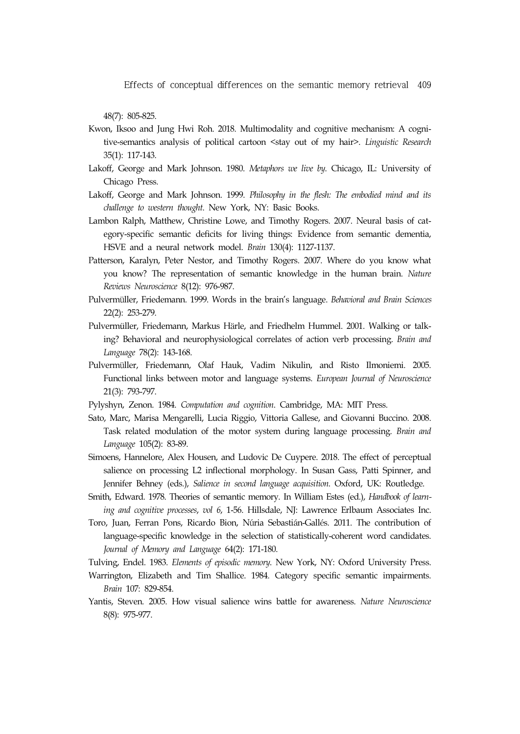48(7): 805-825.

Kwon, Iksoo and Jung Hwi Roh. 2018. Multimodality and cognitive mechanism: A cognitive-semantics analysis of political cartoon <stay out of my hair>. *Linguistic Research* 35(1): 117-143.

Lakoff, George and Mark Johnson. 1980. *Metaphors we live by*. Chicago, IL: University of Chicago Press.

Lakoff, George and Mark Johnson. 1999. *Philosophy in the flesh: The embodied mind and its challenge to western thought*. New York, NY: Basic Books.

Lambon Ralph, Matthew, Christine Lowe, and Timothy Rogers. 2007. Neural basis of category-specific semantic deficits for living things: Evidence from semantic dementia, HSVE and a neural network model. *Brain* 130(4): 1127-1137.

Patterson, Karalyn, Peter Nestor, and Timothy Rogers. 2007. Where do you know what you know? The representation of semantic knowledge in the human brain. *Nature Reviews Neuroscience* 8(12): 976-987.

Pulvermüller, Friedemann. 1999. Words in the brain's language. *Behavioral and Brain Sciences* 22(2): 253-279.

Pulvermüller, Friedemann, Markus Härle, and Friedhelm Hummel. 2001. Walking or talking? Behavioral and neurophysiological correlates of action verb processing. *Brain and Language* 78(2): 143-168.

Pulvermüller, Friedemann, Olaf Hauk, Vadim Nikulin, and Risto Ilmoniemi. 2005. Functional links between motor and language systems. *European Journal of Neuroscience* 21(3): 793-797.

Pylyshyn, Zenon. 1984. *Computation and cognition*. Cambridge, MA: MIT Press.

Sato, Marc, Marisa Mengarelli, Lucia Riggio, Vittoria Gallese, and Giovanni Buccino. 2008. Task related modulation of the motor system during language processing. *Brain and Language* 105(2): 83-89.

Simoens, Hannelore, Alex Housen, and Ludovic De Cuypere. 2018. The effect of perceptual salience on processing L2 inflectional morphology. In Susan Gass, Patti Spinner, and Jennifer Behney (eds.), *Salience in second language acquisition*. Oxford, UK: Routledge.

Smith, Edward. 1978. Theories of semantic memory. In William Estes (ed.), *Handbook of learning and cognitive processes*, *vol 6*, 1-56. Hillsdale, NJ: Lawrence Erlbaum Associates Inc.

Toro, Juan, Ferran Pons, Ricardo Bion, Núria Sebastián-Gallés. 2011. The contribution of language-specific knowledge in the selection of statistically-coherent word candidates. *Journal of Memory and Language* 64(2): 171-180.

Tulving, Endel. 1983. *Elements of episodic memory*. New York, NY: Oxford University Press.

Warrington, Elizabeth and Tim Shallice. 1984. Category specific semantic impairments. *Brain* 107: 829-854.

Yantis, Steven. 2005. How visual salience wins battle for awareness. *Nature Neuroscience* 8(8): 975-977.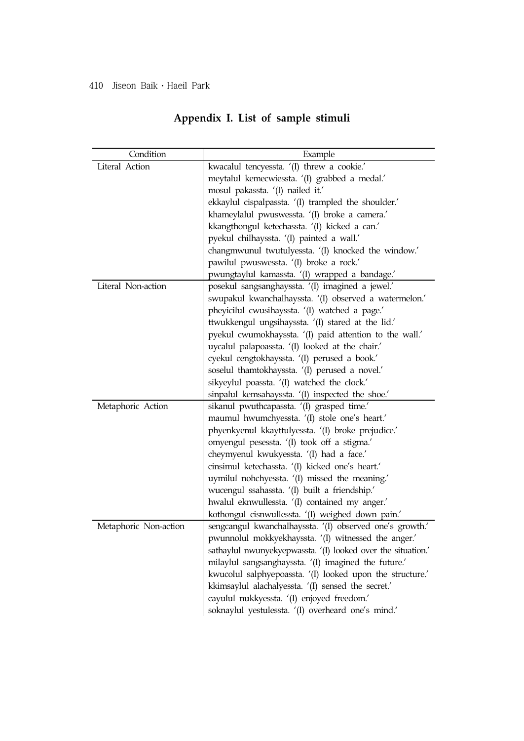## Appendix I. List of sample stimuli

| Condition | Example |
|---|---|
| Literal Action | kwacalul tencyessta. '(I) threw a cookie.' |
| | meytalul kemecwiessta. '(I) grabbed a medal.' |
| | mosul pakassta. '(I) nailed it.' |
| | ekkaylul cispalpassta. '(I) trampled the shoulder.' |
| | khameylalul pwuswessta. '(I) broke a camera.' |
| | kkangthongul ketechassta. '(I) kicked a can.' |
| | pyekul chilhayssta. '(I) painted a wall.' |
| | changmwunul twutulyessta. '(I) knocked the window.' |
| | pawilul pwuswessta. '(I) broke a rock.' |
| | pwungtaylul kamassta. '(I) wrapped a bandage.' |
| Literal Non-action | posekul sangsanghayssta. '(I) imagined a jewel.' |
| | swupakul kwanchalhayssta. '(I) observed a watermelon.' |
| | pheyicilul cwusihayssta. '(I) watched a page.' |
| | ttwukkengul ungsihayssta. '(I) stared at the lid.' |
| | pyekul cwumokhayssta. '(I) paid attention to the wall.' |
| | uycalul palapoassta. '(I) looked at the chair.' |
| | cyekul cengtokhayssta. '(I) perused a book.' |
| | soselul thamtokhayssta. '(I) perused a novel.' |
| | sikyeylul poassta. '(I) watched the clock.' |
| | sinpalul kemsahayssta. '(I) inspected the shoe.' |
| Metaphoric Action | sikanul pwuthcapassta. '(I) grasped time.' |
| | maumul hwumchyessta. '(I) stole one's heart.' |
| | phyenkyenul kkayttulyessta. '(I) broke prejudice.' |
| | omyengul pesessta. '(I) took off a stigma.' |
| | cheymyenul kwukyessta. '(I) had a face.' |
| | cinsimul ketechassta. '(I) kicked one's heart.' |
| | uymilul nohchyessta. '(I) missed the meaning.' |
| | wucengul ssahassta. '(I) built a friendship.' |
| | hwalul eknwullessta. '(I) contained my anger.' |
| | kothongul cisnwullessta. '(I) weighed down pain.' |
| Metaphoric Non-action | sengcangul kwanchalhayssta. '(I) observed one's growth.' |
| | pwunnolul mokkyekhayssta. '(I) witnessed the anger.' |
| | sathaylul nwunyekyepwassta. '(I) looked over the situation.' |
| | milaylul sangsanghayssta. '(I) imagined the future.' |
| | kwucolul salphyepoassta. '(I) looked upon the structure.' |
| | kkimsaylul alachalyessta. '(I) sensed the secret.' |
| | cayulul nukkyessta. '(I) enjoyed freedom.' |
| | soknaylul yestulessta. '(I) overheard one's mind.' |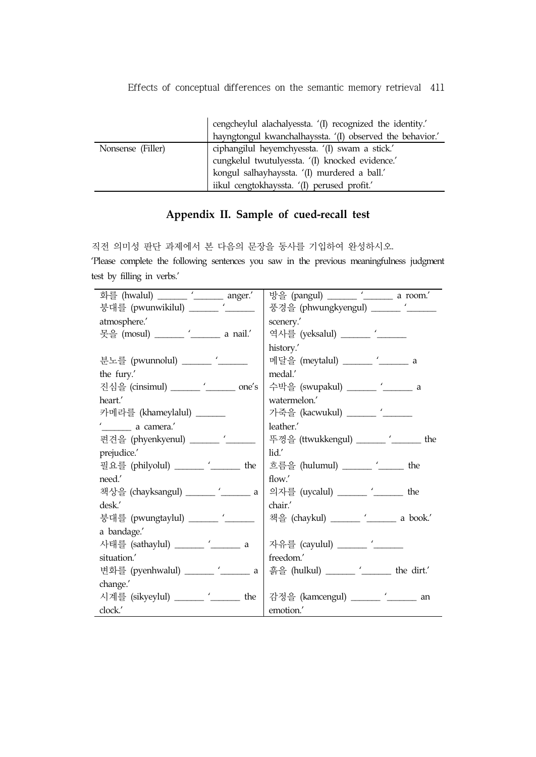|  |  |
|---|---|
|  | cengcheylul alachalyessta. '(I) recognized the identity.' |
|  | hayngtongul kwanchalhayssta. '(I) observed the behavior.' |
| Nonsense (Filler) | ciphangilul heyemchyessta. '(I) swam a stick.' |
|  | cungkelul twutulyessta. '(I) knocked evidence.' |
|  | kongul salhayhayssta. '(I) murdered a ball.' |
|  | iikul cengtokhayssta. '(I) perused profit.' |

## Appendix II. Sample of cued-recall test

직전 의미성 판단 과제에서 본 다음의 문장을 동사를 기입하여 완성하시오.

'Please complete the following sentences you saw in the previous meaningfulness judgment test by filling in verbs.'

|  |  |
|---|---|
| 화를 (hwalul) ______ '______ anger.' | 방을 (pangul) ______ '______ a room.' |
| 분위기를 (pwunwikilul) ______ '______ atmosphere.' | 풍경을 (phwungkyengul) ______ '______ scenery.' |
| 못을 (mosul) ______ '______ a nail.' | 역사를 (yeksalul) ______ '______ history.' |
| 분노를 (pwunnolul) ______ '______ the fury.' | 메달을 (meytalul) ______ '______ a medal.' |
| 진심을 (cinsimul) ______ '______ one's heart.' | 수박을 (swupakul) ______ '______ a watermelon.' |
| 카메라를 (khameylalul) ______ '______ a camera.' | 가죽을 (kacwukul) ______ '______ leather.' |
| 편견을 (phyenkyenul) ______ '______ prejudice.' | 뚜껑을 (ttwukkengul) ______ '______ the lid.' |
| 필요를 (philyolul) ______ '______ the need.' | 흐름을 (hulumul) ______ '______ the flow.' |
| 책상을 (chayksangul) ______ '______ a desk.' | 의자를 (uycalul) ______ '______ the chair.' |
| 붕대를 (pwungtaylul) ______ '______ a bandage.' | 책을 (chaykul) ______ '______ a book.' |
| 사태를 (sathaylul) ______ '______ a situation.' | 자유를 (cayulul) ______ '______ freedom.' |
| 변화를 (pyenhwalul) ______ '______ a change.' | 흙을 (hulkul) ______ '______ the dirt.' |
| 시계를 (sikyeylul) ______ '______ the clock.' | 감정을 (kamcengul) ______ '______ an emotion.' |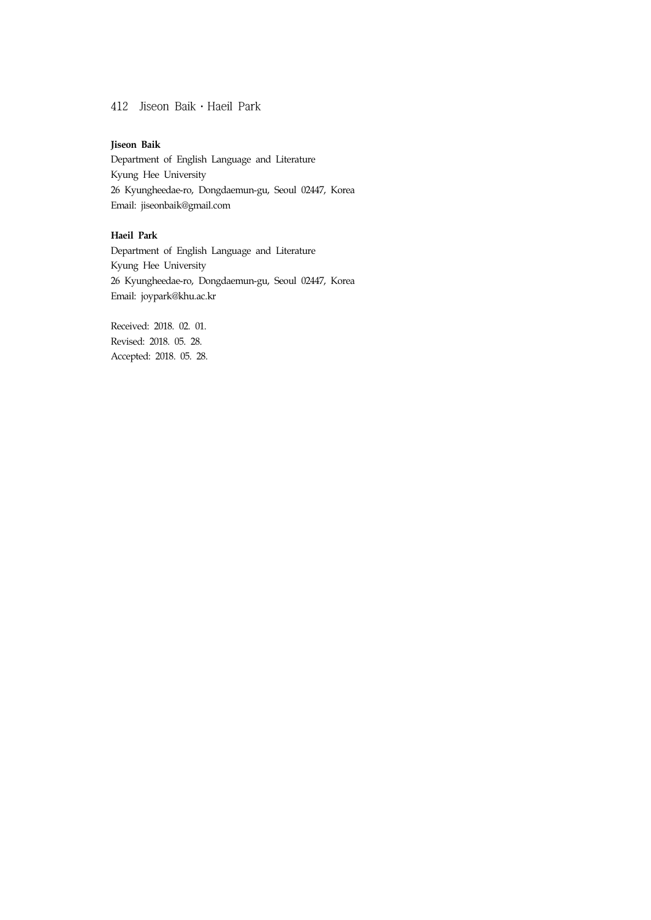**Jiseon Baik**
Department of English Language and Literature
Kyung Hee University
26 Kyungheedae-ro, Dongdaemun-gu, Seoul 02447, Korea
Email: jiseonbaik@gmail.com

**Haeil Park**
Department of English Language and Literature
Kyung Hee University
26 Kyungheedae-ro, Dongdaemun-gu, Seoul 02447, Korea
Email: joypark@khu.ac.kr

Received: 2018. 02. 01.
Revised: 2018. 05. 28.
Accepted: 2018. 05. 28.